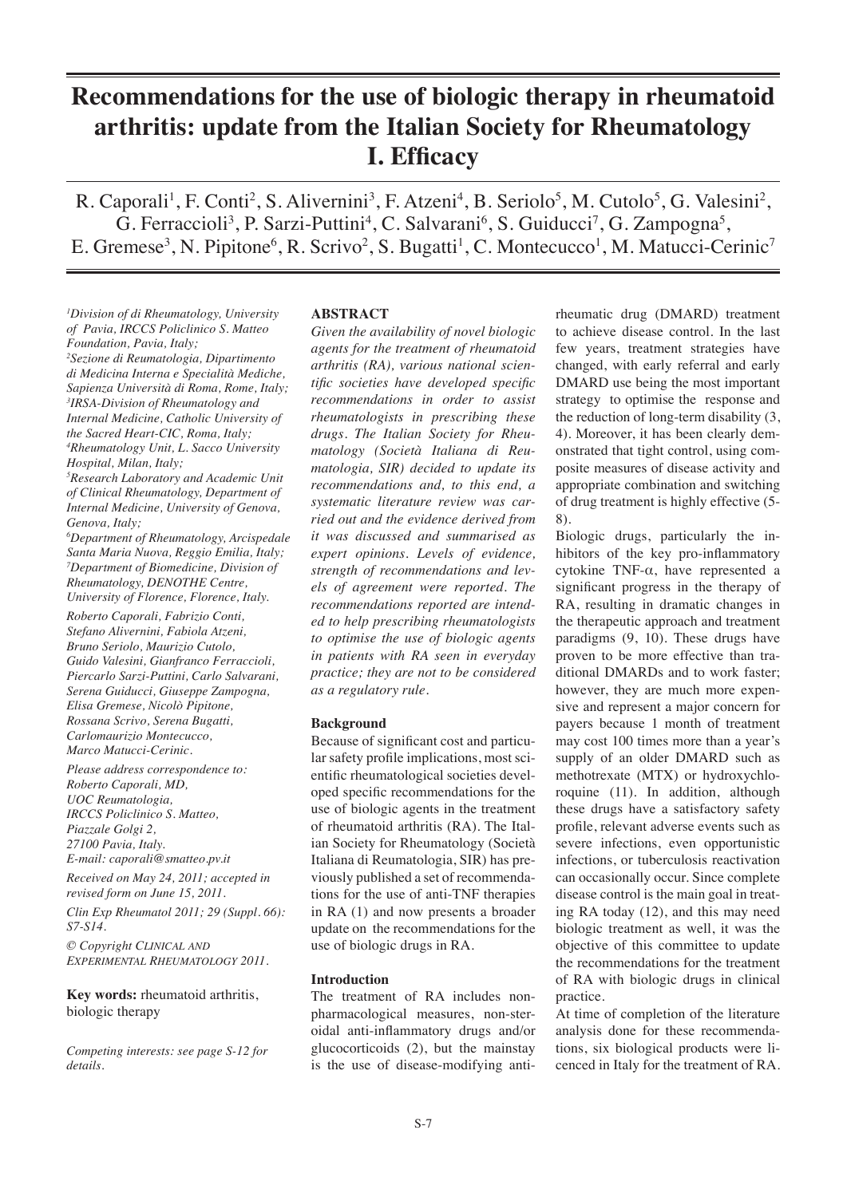# Recommendations for the use of biologic therapy in rheumatoid arthritis: update from the Italian Society for Rheumatology I. Efficacy

R. Caporali[1], F. Conti[2], S. Alivernini[3], F. Atzeni[4], B. Seriolo[5], M. Cutolo[5], G. Valesini[2], G. Ferraccioli[3], P. Sarzi-Puttini[4], C. Salvarani[6], S. Guiducci[7], G. Zampogna[5], E. Gremese[3], N. Pipitone[6], R. Scrivo[2], S. Bugatti[1], C. Montecucco[1], M. Matucci-Cerinic[7]

*[1]Division of di Rheumatology, University of Pavia, IRCCS Policlinico S. Matteo Foundation, Pavia, Italy;*
*[2]Sezione di Reumatologia, Dipartimento di Medicina Interna e Specialità Mediche, Sapienza Università di Roma, Rome, Italy;*
*[3]IRSA-Division of Rheumatology and Internal Medicine, Catholic University of the Sacred Heart-CIC, Roma, Italy;*
*[4]Rheumatology Unit, L. Sacco University Hospital, Milan, Italy;*
*[5]Research Laboratory and Academic Unit of Clinical Rheumatology, Department of Internal Medicine, University of Genova, Genova, Italy;*
*[6]Department of Rheumatology, Arcispedale Santa Maria Nuova, Reggio Emilia, Italy;*
*[7]Department of Biomedicine, Division of Rheumatology, DENOTHE Centre, University of Florence, Florence, Italy.*

*Roberto Caporali, Fabrizio Conti, Stefano Alivernini, Fabiola Atzeni, Bruno Seriolo, Maurizio Cutolo, Guido Valesini, Gianfranco Ferraccioli, Piercarlo Sarzi-Puttini, Carlo Salvarani, Serena Guiducci, Giuseppe Zampogna, Elisa Gremese, Nicolò Pipitone, Rossana Scrivo, Serena Bugatti, Carlomaurizio Montecucco, Marco Matucci-Cerinic.*

*Please address correspondence to: Roberto Caporali, MD, UOC Reumatologia, IRCCS Policlinico S. Matteo, Piazzale Golgi 2, 27100 Pavia, Italy. E-mail: caporali@smatteo.pv.it*

*Received on May 24, 2011; accepted in revised form on June 15, 2011.*

*Clin Exp Rheumatol 2011; 29 (Suppl. 66): S7-S14.*

*© Copyright Clinical and Experimental Rheumatology 2011.*

**Key words:** rheumatoid arthritis, biologic therapy

*Competing interests: see page S-12 for details.*

## ABSTRACT

*Given the availability of novel biologic agents for the treatment of rheumatoid arthritis (RA), various national scientific societies have developed specific recommendations in order to assist rheumatologists in prescribing these drugs. The Italian Society for Rheumatology (Società Italiana di Reumatologia, SIR) decided to update its recommendations and, to this end, a systematic literature review was carried out and the evidence derived from it was discussed and summarised as expert opinions. Levels of evidence, strength of recommendations and levels of agreement were reported. The recommendations reported are intended to help prescribing rheumatologists to optimise the use of biologic agents in patients with RA seen in everyday practice; they are not to be considered as a regulatory rule.*

### Background

Because of significant cost and particular safety profile implications, most scientific rheumatological societies developed specific recommendations for the use of biologic agents in the treatment of rheumatoid arthritis (RA). The Italian Society for Rheumatology (Società Italiana di Reumatologia, SIR) has previously published a set of recommendations for the use of anti-TNF therapies in RA (1) and now presents a broader update on the recommendations for the use of biologic drugs in RA.

### Introduction

The treatment of RA includes non-pharmacological measures, non-steroidal anti-inflammatory drugs and/or glucocorticoids (2), but the mainstay is the use of disease-modifying anti-rheumatic drug (DMARD) treatment to achieve disease control. In the last few years, treatment strategies have changed, with early referral and early DMARD use being the most important strategy to optimise the response and the reduction of long-term disability (3, 4). Moreover, it has been clearly demonstrated that tight control, using composite measures of disease activity and appropriate combination and switching of drug treatment is highly effective (5-8).

Biologic drugs, particularly the inhibitors of the key pro-inflammatory cytokine TNF-α, have represented a significant progress in the therapy of RA, resulting in dramatic changes in the therapeutic approach and treatment paradigms (9, 10). These drugs have proven to be more effective than traditional DMARDs and to work faster; however, they are much more expensive and represent a major concern for payers because 1 month of treatment may cost 100 times more than a year's supply of an older DMARD such as methotrexate (MTX) or hydroxychloroquine (11). In addition, although these drugs have a satisfactory safety profile, relevant adverse events such as severe infections, even opportunistic infections, or tuberculosis reactivation can occasionally occur. Since complete disease control is the main goal in treating RA today (12), and this may need biologic treatment as well, it was the objective of this committee to update the recommendations for the treatment of RA with biologic drugs in clinical practice.

At time of completion of the literature analysis done for these recommendations, six biological products were licenced in Italy for the treatment of RA.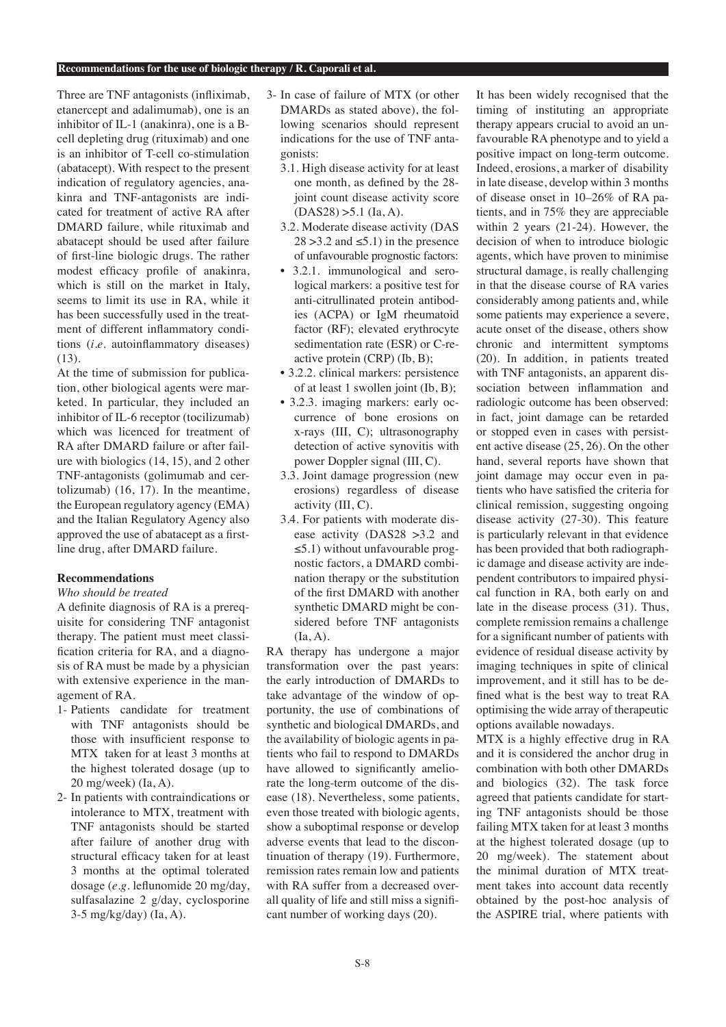Three are TNF antagonists (infliximab, etanercept and adalimumab), one is an inhibitor of IL-1 (anakinra), one is a B-cell depleting drug (rituximab) and one is an inhibitor of T-cell co-stimulation (abatacept). With respect to the present indication of regulatory agencies, anakinra and TNF-antagonists are indicated for treatment of active RA after DMARD failure, while rituximab and abatacept should be used after failure of first-line biologic drugs. The rather modest efficacy profile of anakinra, which is still on the market in Italy, seems to limit its use in RA, while it has been successfully used in the treatment of different inflammatory conditions (*i.e.* autoinflammatory diseases) (13).

At the time of submission for publication, other biological agents were marketed. In particular, they included an inhibitor of IL-6 receptor (tocilizumab) which was licenced for treatment of RA after DMARD failure or after failure with biologics (14, 15), and 2 other TNF-antagonists (golimumab and certolizumab) (16, 17). In the meantime, the European regulatory agency (EMA) and the Italian Regulatory Agency also approved the use of abatacept as a first-line drug, after DMARD failure.

## Recommendations

*Who should be treated*

A definite diagnosis of RA is a prerequisite for considering TNF antagonist therapy. The patient must meet classification criteria for RA, and a diagnosis of RA must be made by a physician with extensive experience in the management of RA.

1- Patients candidate for treatment with TNF antagonists should be those with insufficient response to MTX taken for at least 3 months at the highest tolerated dosage (up to 20 mg/week) (Ia, A).

2- In patients with contraindications or intolerance to MTX, treatment with TNF antagonists should be started after failure of another drug with structural efficacy taken for at least 3 months at the optimal tolerated dosage (*e.g.* leflunomide 20 mg/day, sulfasalazine 2 g/day, cyclosporine 3-5 mg/kg/day) (Ia, A).

3- In case of failure of MTX (or other DMARDs as stated above), the following scenarios should represent indications for the use of TNF antagonists:

3.1. High disease activity for at least one month, as defined by the 28-joint count disease activity score (DAS28) >5.1 (Ia, A).

3.2. Moderate disease activity (DAS 28 >3.2 and ≤5.1) in the presence of unfavourable prognostic factors:

- 3.2.1. immunological and serological markers: a positive test for anti-citrullinated protein antibodies (ACPA) or IgM rheumatoid factor (RF); elevated erythrocyte sedimentation rate (ESR) or C-reactive protein (CRP) (Ib, B);
- 3.2.2. clinical markers: persistence of at least 1 swollen joint (Ib, B);
- 3.2.3. imaging markers: early occurrence of bone erosions on x-rays (III, C); ultrasonography detection of active synovitis with power Doppler signal (III, C).

3.3. Joint damage progression (new erosions) regardless of disease activity (III, C).

3.4. For patients with moderate disease activity (DAS28 >3.2 and ≤5.1) without unfavourable prognostic factors, a DMARD combination therapy or the substitution of the first DMARD with another synthetic DMARD might be considered before TNF antagonists (Ia, A).

RA therapy has undergone a major transformation over the past years: the early introduction of DMARDs to take advantage of the window of opportunity, the use of combinations of synthetic and biological DMARDs, and the availability of biologic agents in patients who fail to respond to DMARDs have allowed to significantly ameliorate the long-term outcome of the disease (18). Nevertheless, some patients, even those treated with biologic agents, show a suboptimal response or develop adverse events that lead to the discontinuation of therapy (19). Furthermore, remission rates remain low and patients with RA suffer from a decreased overall quality of life and still miss a significant number of working days (20).

It has been widely recognised that the timing of instituting an appropriate therapy appears crucial to avoid an unfavourable RA phenotype and to yield a positive impact on long-term outcome. Indeed, erosions, a marker of disability in late disease, develop within 3 months of disease onset in 10–26% of RA patients, and in 75% they are appreciable within 2 years (21-24). However, the decision of when to introduce biologic agents, which have proven to minimise structural damage, is really challenging in that the disease course of RA varies considerably among patients and, while some patients may experience a severe, acute onset of the disease, others show chronic and intermittent symptoms (20). In addition, in patients treated with TNF antagonists, an apparent dissociation between inflammation and radiologic outcome has been observed: in fact, joint damage can be retarded or stopped even in cases with persistent active disease (25, 26). On the other hand, several reports have shown that joint damage may occur even in patients who have satisfied the criteria for clinical remission, suggesting ongoing disease activity (27-30). This feature is particularly relevant in that evidence has been provided that both radiographic damage and disease activity are independent contributors to impaired physical function in RA, both early on and late in the disease process (31). Thus, complete remission remains a challenge for a significant number of patients with evidence of residual disease activity by imaging techniques in spite of clinical improvement, and it still has to be defined what is the best way to treat RA optimising the wide array of therapeutic options available nowadays.

MTX is a highly effective drug in RA and it is considered the anchor drug in combination with both other DMARDs and biologics (32). The task force agreed that patients candidate for starting TNF antagonists should be those failing MTX taken for at least 3 months at the highest tolerated dosage (up to 20 mg/week). The statement about the minimal duration of MTX treatment takes into account data recently obtained by the post-hoc analysis of the ASPIRE trial, where patients with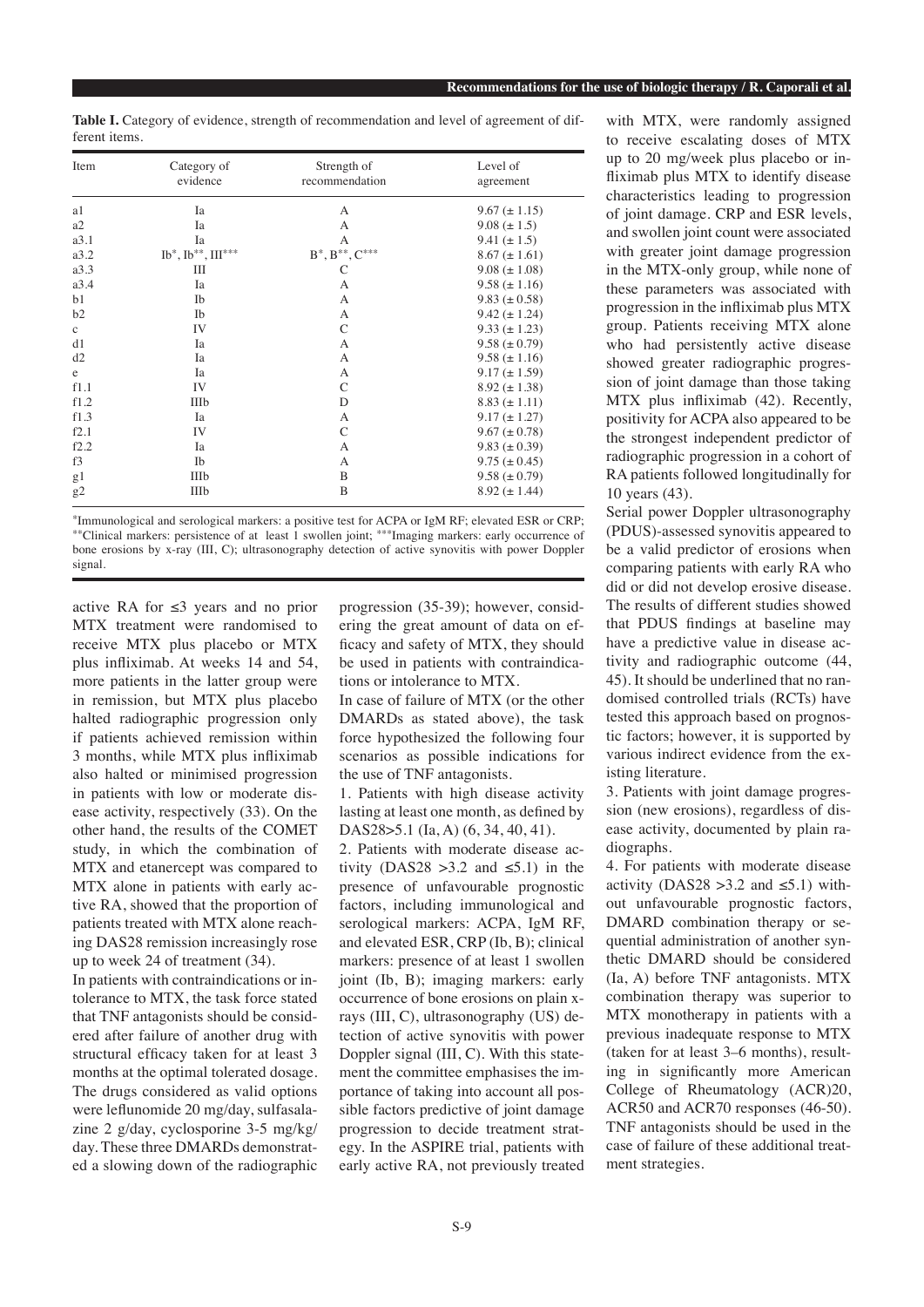**Table I.** Category of evidence, strength of recommendation and level of agreement of different items.

| Item | Category of evidence | Strength of recommendation | Level of agreement |
|---|---|---|---|
| a1 | Ia | A | 9.67 (± 1.15) |
| a2 | Ia | A | 9.08 (± 1.5) |
| a3.1 | Ia | A | 9.41 (± 1.5) |
| a3.2 | Ib*, Ib**, III*** | B*, B**, C*** | 8.67 (± 1.61) |
| a3.3 | III | C | 9.08 (± 1.08) |
| a3.4 | Ia | A | 9.58 (± 1.16) |
| b1 | Ib | A | 9.83 (± 0.58) |
| b2 | Ib | A | 9.42 (± 1.24) |
| c | IV | C | 9.33 (± 1.23) |
| d1 | Ia | A | 9.58 (± 0.79) |
| d2 | Ia | A | 9.58 (± 1.16) |
| e | Ia | A | 9.17 (± 1.59) |
| f1.1 | IV | C | 8.92 (± 1.38) |
| f1.2 | IIIb | D | 8.83 (± 1.11) |
| f1.3 | Ia | A | 9.17 (± 1.27) |
| f2.1 | IV | C | 9.67 (± 0.78) |
| f2.2 | Ia | A | 9.83 (± 0.39) |
| f3 | Ib | A | 9.75 (± 0.45) |
| g1 | IIIb | B | 9.58 (± 0.79) |
| g2 | IIIb | B | 8.92 (± 1.44) |

*Immunological and serological markers: a positive test for ACPA or IgM RF; elevated ESR or CRP; **Clinical markers: persistence of at least 1 swollen joint; ***Imaging markers: early occurrence of bone erosions by x-ray (III, C); ultrasonography detection of active synovitis with power Doppler signal.

active RA for ≤3 years and no prior MTX treatment were randomised to receive MTX plus placebo or MTX plus infliximab. At weeks 14 and 54, more patients in the latter group were in remission, but MTX plus placebo halted radiographic progression only if patients achieved remission within 3 months, while MTX plus infliximab also halted or minimised progression in patients with low or moderate disease activity, respectively (33). On the other hand, the results of the COMET study, in which the combination of MTX and etanercept was compared to MTX alone in patients with early active RA, showed that the proportion of patients treated with MTX alone reaching DAS28 remission increasingly rose up to week 24 of treatment (34).

In patients with contraindications or intolerance to MTX, the task force stated that TNF antagonists should be considered after failure of another drug with structural efficacy taken for at least 3 months at the optimal tolerated dosage. The drugs considered as valid options were leflunomide 20 mg/day, sulfasalazine 2 g/day, cyclosporine 3-5 mg/kg/day. These three DMARDs demonstrated a slowing down of the radiographic progression (35-39); however, considering the great amount of data on efficacy and safety of MTX, they should be used in patients with contraindications or intolerance to MTX.

In case of failure of MTX (or the other DMARDs as stated above), the task force hypothesized the following four scenarios as possible indications for the use of TNF antagonists.

1. Patients with high disease activity lasting at least one month, as defined by DAS28>5.1 (Ia, A) (6, 34, 40, 41).
2. Patients with moderate disease activity (DAS28 >3.2 and ≤5.1) in the presence of unfavourable prognostic factors, including immunological and serological markers: ACPA, IgM RF, and elevated ESR, CRP (Ib, B); clinical markers: presence of at least 1 swollen joint (Ib, B); imaging markers: early occurrence of bone erosions on plain x-rays (III, C), ultrasonography (US) detection of active synovitis with power Doppler signal (III, C). With this statement the committee emphasises the importance of taking into account all possible factors predictive of joint damage progression to decide treatment strategy. In the ASPIRE trial, patients with early active RA, not previously treated with MTX, were randomly assigned to receive escalating doses of MTX up to 20 mg/week plus placebo or infliximab plus MTX to identify disease characteristics leading to progression of joint damage. CRP and ESR levels, and swollen joint count were associated with greater joint damage progression in the MTX-only group, while none of these parameters was associated with progression in the infliximab plus MTX group. Patients receiving MTX alone who had persistently active disease showed greater radiographic progression of joint damage than those taking MTX plus infliximab (42). Recently, positivity for ACPA also appeared to be the strongest independent predictor of radiographic progression in a cohort of RA patients followed longitudinally for 10 years (43).
Serial power Doppler ultrasonography (PDUS)-assessed synovitis appeared to be a valid predictor of erosions when comparing patients with early RA who did or did not develop erosive disease. The results of different studies showed that PDUS findings at baseline may have a predictive value in disease activity and radiographic outcome (44, 45). It should be underlined that no randomised controlled trials (RCTs) have tested this approach based on prognostic factors; however, it is supported by various indirect evidence from the existing literature.
3. Patients with joint damage progression (new erosions), regardless of disease activity, documented by plain radiographs.
4. For patients with moderate disease activity (DAS28 >3.2 and ≤5.1) without unfavourable prognostic factors, DMARD combination therapy or sequential administration of another synthetic DMARD should be considered (Ia, A) before TNF antagonists. MTX combination therapy was superior to MTX monotherapy in patients with a previous inadequate response to MTX (taken for at least 3–6 months), resulting in significantly more American College of Rheumatology (ACR)20, ACR50 and ACR70 responses (46-50). TNF antagonists should be used in the case of failure of these additional treatment strategies.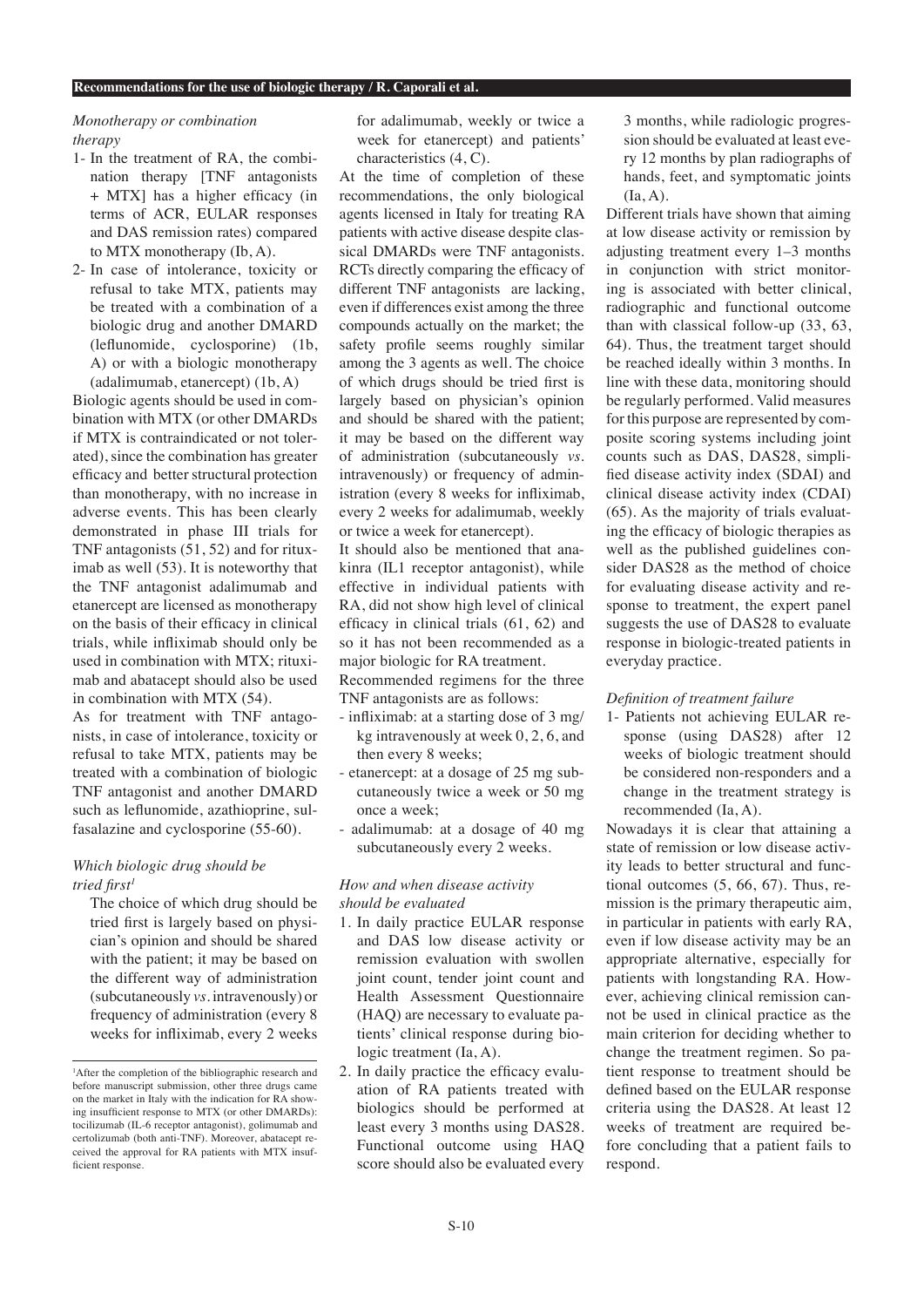### *Monotherapy or combination therapy*

1- In the treatment of RA, the combination therapy [TNF antagonists + MTX] has a higher efficacy (in terms of ACR, EULAR responses and DAS remission rates) compared to MTX monotherapy (Ib, A).
2- In case of intolerance, toxicity or refusal to take MTX, patients may be treated with a combination of a biologic drug and another DMARD (leflunomide, cyclosporine) (1b, A) or with a biologic monotherapy (adalimumab, etanercept) (1b, A)

Biologic agents should be used in combination with MTX (or other DMARDs if MTX is contraindicated or not tolerated), since the combination has greater efficacy and better structural protection than monotherapy, with no increase in adverse events. This has been clearly demonstrated in phase III trials for TNF antagonists (51, 52) and for rituximab as well (53). It is noteworthy that the TNF antagonist adalimumab and etanercept are licensed as monotherapy on the basis of their efficacy in clinical trials, while infliximab should only be used in combination with MTX; rituximab and abatacept should also be used in combination with MTX (54).

As for treatment with TNF antagonists, in case of intolerance, toxicity or refusal to take MTX, patients may be treated with a combination of biologic TNF antagonist and another DMARD such as leflunomide, azathioprine, sulfasalazine and cyclosporine (55-60).

### *Which biologic drug should be tried first*[1]

The choice of which drug should be tried first is largely based on physician's opinion and should be shared with the patient; it may be based on the different way of administration (subcutaneously *vs.* intravenously) or frequency of administration (every 8 weeks for infliximab, every 2 weeks for adalimumab, weekly or twice a week for etanercept) and patients' characteristics (4, C).

At the time of completion of these recommendations, the only biological agents licensed in Italy for treating RA patients with active disease despite classical DMARDs were TNF antagonists. RCTs directly comparing the efficacy of different TNF antagonists are lacking, even if differences exist among the three compounds actually on the market; the safety profile seems roughly similar among the 3 agents as well. The choice of which drugs should be tried first is largely based on physician's opinion and should be shared with the patient; it may be based on the different way of administration (subcutaneously *vs.* intravenously) or frequency of administration (every 8 weeks for infliximab, every 2 weeks for adalimumab, weekly or twice a week for etanercept).

It should also be mentioned that anakinra (IL1 receptor antagonist), while effective in individual patients with RA, did not show high level of clinical efficacy in clinical trials (61, 62) and so it has not been recommended as a major biologic for RA treatment.

Recommended regimens for the three TNF antagonists are as follows:

- infliximab: at a starting dose of 3 mg/kg intravenously at week 0, 2, 6, and then every 8 weeks;
- etanercept: at a dosage of 25 mg subcutaneously twice a week or 50 mg once a week;
- adalimumab: at a dosage of 40 mg subcutaneously every 2 weeks.

### *How and when disease activity should be evaluated*

1. In daily practice EULAR response and DAS low disease activity or remission evaluation with swollen joint count, tender joint count and Health Assessment Questionnaire (HAQ) are necessary to evaluate patients' clinical response during biologic treatment (Ia, A).
2. In daily practice the efficacy evaluation of RA patients treated with biologics should be performed at least every 3 months using DAS28. Functional outcome using HAQ score should also be evaluated every 3 months, while radiologic progression should be evaluated at least every 12 months by plan radiographs of hands, feet, and symptomatic joints (Ia, A).

Different trials have shown that aiming at low disease activity or remission by adjusting treatment every 1–3 months in conjunction with strict monitoring is associated with better clinical, radiographic and functional outcome than with classical follow-up (33, 63, 64). Thus, the treatment target should be reached ideally within 3 months. In line with these data, monitoring should be regularly performed. Valid measures for this purpose are represented by composite scoring systems including joint counts such as DAS, DAS28, simplified disease activity index (SDAI) and clinical disease activity index (CDAI) (65). As the majority of trials evaluating the efficacy of biologic therapies as well as the published guidelines consider DAS28 as the method of choice for evaluating disease activity and response to treatment, the expert panel suggests the use of DAS28 to evaluate response in biologic-treated patients in everyday practice.

### *Definition of treatment failure*

1- Patients not achieving EULAR response (using DAS28) after 12 weeks of biologic treatment should be considered non-responders and a change in the treatment strategy is recommended (Ia, A).

Nowadays it is clear that attaining a state of remission or low disease activity leads to better structural and functional outcomes (5, 66, 67). Thus, remission is the primary therapeutic aim, in particular in patients with early RA, even if low disease activity may be an appropriate alternative, especially for patients with longstanding RA. However, achieving clinical remission cannot be used in clinical practice as the main criterion for deciding whether to change the treatment regimen. So patient response to treatment should be defined based on the EULAR response criteria using the DAS28. At least 12 weeks of treatment are required before concluding that a patient fails to respond.

---

[1]After the completion of the bibliographic research and before manuscript submission, other three drugs came on the market in Italy with the indication for RA showing insufficient response to MTX (or other DMARDs): tocilizumab (IL-6 receptor antagonist), golimumab and certolizumab (both anti-TNF). Moreover, abatacept received the approval for RA patients with MTX insufficient response.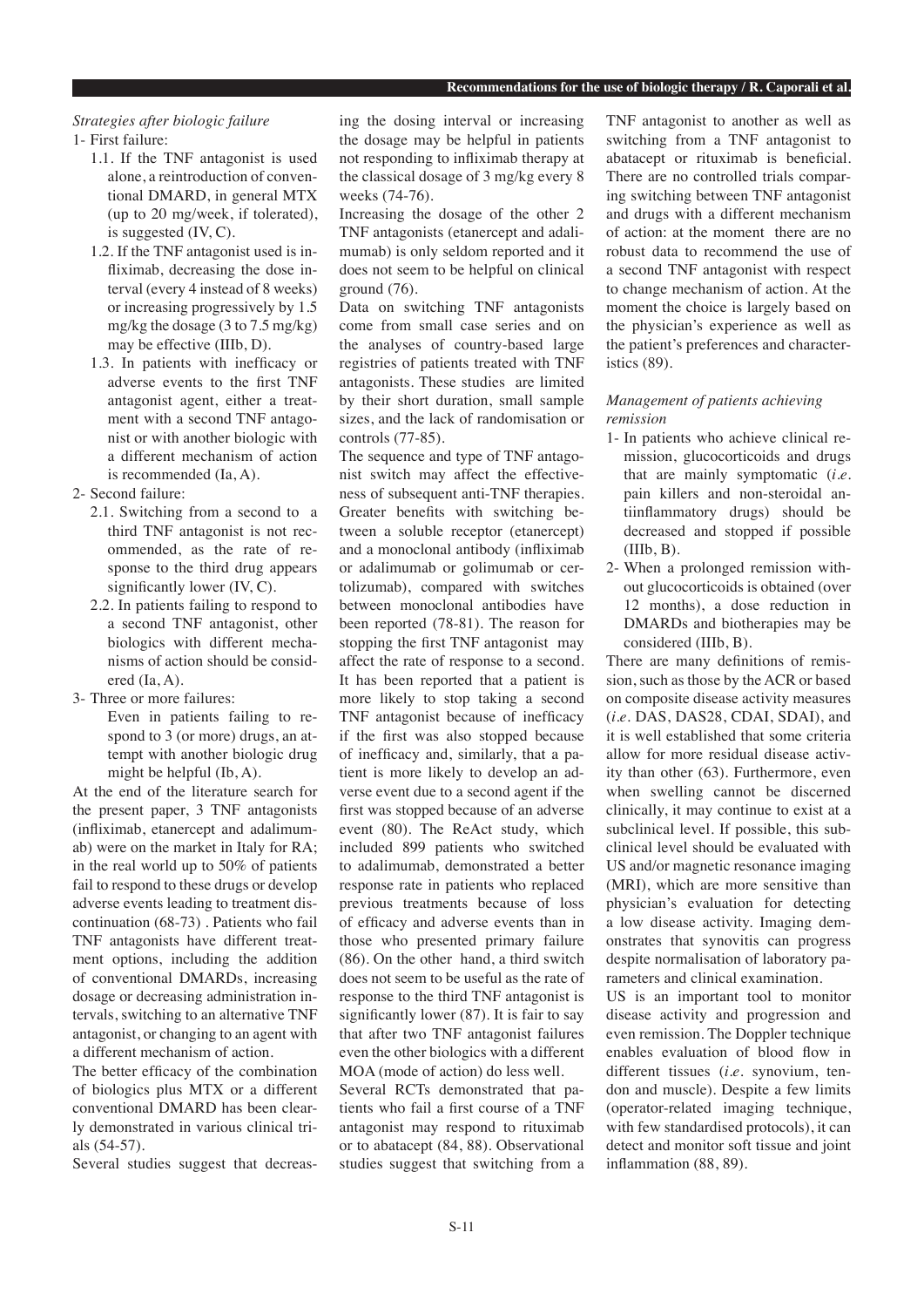*Strategies after biologic failure*

1- First failure:
   1.1. If the TNF antagonist is used alone, a reintroduction of conventional DMARD, in general MTX (up to 20 mg/week, if tolerated), is suggested (IV, C).
   1.2. If the TNF antagonist used is infliximab, decreasing the dose interval (every 4 instead of 8 weeks) or increasing progressively by 1.5 mg/kg the dosage (3 to 7.5 mg/kg) may be effective (IIIb, D).
   1.3. In patients with inefficacy or adverse events to the first TNF antagonist agent, either a treatment with a second TNF antagonist or with another biologic with a different mechanism of action is recommended (Ia, A).
2- Second failure:
   2.1. Switching from a second to a third TNF antagonist is not recommended, as the rate of response to the third drug appears significantly lower (IV, C).
   2.2. In patients failing to respond to a second TNF antagonist, other biologics with different mechanisms of action should be considered (Ia, A).
3- Three or more failures:
   Even in patients failing to respond to 3 (or more) drugs, an attempt with another biologic drug might be helpful (Ib, A).

At the end of the literature search for the present paper, 3 TNF antagonists (infliximab, etanercept and adalimumab) were on the market in Italy for RA; in the real world up to 50% of patients fail to respond to these drugs or develop adverse events leading to treatment discontinuation (68-73) . Patients who fail TNF antagonists have different treatment options, including the addition of conventional DMARDs, increasing dosage or decreasing administration intervals, switching to an alternative TNF antagonist, or changing to an agent with a different mechanism of action.

The better efficacy of the combination of biologics plus MTX or a different conventional DMARD has been clearly demonstrated in various clinical trials (54-57).

Several studies suggest that decreasing the dosing interval or increasing the dosage may be helpful in patients not responding to infliximab therapy at the classical dosage of 3 mg/kg every 8 weeks (74-76).

Increasing the dosage of the other 2 TNF antagonists (etanercept and adalimumab) is only seldom reported and it does not seem to be helpful on clinical ground (76).

Data on switching TNF antagonists come from small case series and on the analyses of country-based large registries of patients treated with TNF antagonists. These studies are limited by their short duration, small sample sizes, and the lack of randomisation or controls (77-85).

The sequence and type of TNF antagonist switch may affect the effectiveness of subsequent anti-TNF therapies. Greater benefits with switching between a soluble receptor (etanercept) and a monoclonal antibody (infliximab or adalimumab or golimumab or certolizumab), compared with switches between monoclonal antibodies have been reported (78-81). The reason for stopping the first TNF antagonist may affect the rate of response to a second. It has been reported that a patient is more likely to stop taking a second TNF antagonist because of inefficacy if the first was also stopped because of inefficacy and, similarly, that a patient is more likely to develop an adverse event due to a second agent if the first was stopped because of an adverse event (80). The ReAct study, which included 899 patients who switched to adalimumab, demonstrated a better response rate in patients who replaced previous treatments because of loss of efficacy and adverse events than in those who presented primary failure (86). On the other hand, a third switch does not seem to be useful as the rate of response to the third TNF antagonist is significantly lower (87). It is fair to say that after two TNF antagonist failures even the other biologics with a different MOA (mode of action) do less well.

Several RCTs demonstrated that patients who fail a first course of a TNF antagonist may respond to rituximab or to abatacept (84, 88). Observational studies suggest that switching from a TNF antagonist to another as well as switching from a TNF antagonist to abatacept or rituximab is beneficial. There are no controlled trials comparing switching between TNF antagonist and drugs with a different mechanism of action: at the moment there are no robust data to recommend the use of a second TNF antagonist with respect to change mechanism of action. At the moment the choice is largely based on the physician's experience as well as the patient's preferences and characteristics (89).

*Management of patients achieving remission*

1- In patients who achieve clinical remission, glucocorticoids and drugs that are mainly symptomatic (*i.e.* pain killers and non-steroidal antiinflammatory drugs) should be decreased and stopped if possible (IIIb, B).
2- When a prolonged remission without glucocorticoids is obtained (over 12 months), a dose reduction in DMARDs and biotherapies may be considered (IIIb, B).

There are many definitions of remission, such as those by the ACR or based on composite disease activity measures (*i.e.* DAS, DAS28, CDAI, SDAI), and it is well established that some criteria allow for more residual disease activity than other (63). Furthermore, even when swelling cannot be discerned clinically, it may continue to exist at a subclinical level. If possible, this subclinical level should be evaluated with US and/or magnetic resonance imaging (MRI), which are more sensitive than physician's evaluation for detecting a low disease activity. Imaging demonstrates that synovitis can progress despite normalisation of laboratory parameters and clinical examination.

US is an important tool to monitor disease activity and progression and even remission. The Doppler technique enables evaluation of blood flow in different tissues (*i.e.* synovium, tendon and muscle). Despite a few limits (operator-related imaging technique, with few standardised protocols), it can detect and monitor soft tissue and joint inflammation (88, 89).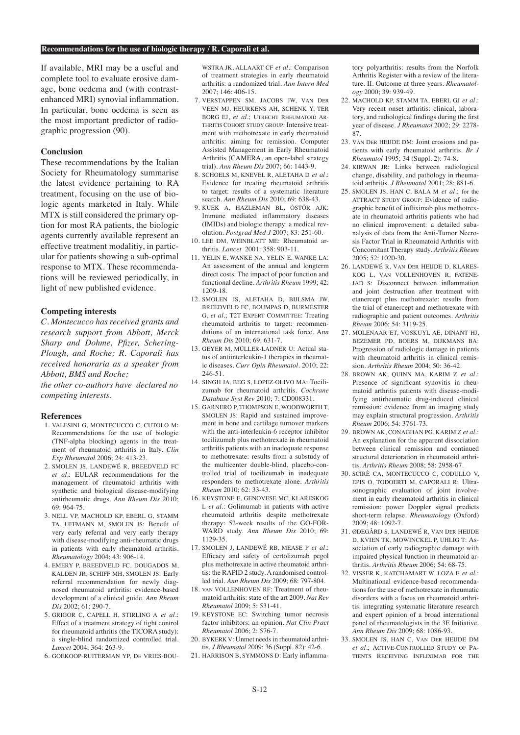If available, MRI may be a useful and complete tool to evaluate erosive damage, bone oedema and (with contrast-enhanced MRI) synovial inflammation. In particular, bone oedema is seen as the most important predictor of radiographic progression (90).

## Conclusion

These recommendations by the Italian Society for Rheumatology summarise the latest evidence pertaining to RA treatment, focusing on the use of biologic agents marketed in Italy. While MTX is still considered the primary option for most RA patients, the biologic agents currently available represent an effective treatment modalitiy, in particular for patients showing a sub-optimal response to MTX. These recommendations will be reviewed periodically, in light of new published evidence.

## Competing interests

*C. Montecucco has received grants and research support from Abbott, Merck Sharp and Dohme, Pfizer, Schering-Plough, and Roche; R. Caporali has received honoraria as a speaker from Abbott, BMS and Roche;*
*the other co-authors have declared no competing interests.*

## References

1. VALESINI G, MONTECUCCO C, CUTOLO M: Recommendations for the use of biologic (TNF-alpha blocking) agents in the treatment of rheumatoid arthritis in Italy. *Clin Exp Rheumatol* 2006; 24: 413-23.
2. SMOLEN JS, LANDEWÉ R, BREEDVELD FC *et al.*: EULAR recommendations for the management of rheumatoid arthritis with synthetic and biological disease-modifying antirheumatic drugs. *Ann Rheum Dis* 2010; 69: 964-75.
3. NELL VP, MACHOLD KP, EBERL G, STAMM TA, UFFMANN M, SMOLEN JS: Benefit of very early referral and very early therapy with disease-modifying anti-rheumatic drugs in patients with early rheumatoid arthritis. *Rheumatology* 2004; 43: 906-14.
4. EMERY P, BREEDVELD FC, DOUGADOS M, KALDEN JR, SCHIFF MH, SMOLEN JS: Early referral recommendation for newly diagnosed rheumatoid arthritis: evidence-based development of a clinical guide. *Ann Rheum Dis* 2002; 61: 290-7.
5. GRIGOR C, CAPELL H, STIRLING A *et al.*: Effect of a treatment strategy of tight control for rheumatoid arthritis (the TICORA study): a single-blind randomized controlled trial. *Lancet* 2004; 364: 263-9.
6. GOEKOOP-RUITERMAN YP, DE VRIES-BOUWSTRA JK, ALLAART CF *et al.*: Comparison of treatment strategies in early rheumatoid arthritis: a randomized trial. *Ann Intern Med* 2007; 146: 406-15.
7. VERSTAPPEN SM, JACOBS JW, VAN DER VEEN MJ, HEURKENS AH, SCHENK Y, TER BORG EJ, *et al.*; UTRECHT RHEUMATOID ARTHRITIS COHORT STUDY GROUP: Intensive treatment with methotrexate in early rheumatoid arthritis: aiming for remission. Computer Assisted Management in Early Rheumatoid Arthritis (CAMERA, an open-label strategy trial). *Ann Rheum Dis* 2007; 66: 1443-9.
8. SCHOELS M, KNEVEL R, ALETAHA D *et al.*: Evidence for treating rheumatoid arthritis to target: results of a systematic literature search. *Ann Rheum Dis* 2010; 69: 638-43.
9. KUEK A, HAZLEMAN BL, ÖSTÖR AJK: Immune mediated inflammatory diseases (IMIDs) and biologic therapy: a medical revolution. *Postgrad Med J* 2007; 83: 251-60.
10. LEE DM, WEINBLATT ME: Rheumatoid arthritis. *Lancet* 2001: 358: 903-11.
11. YELIN E, WANKE NA. YELIN E, WANKE LA: An assessment of the annual and longterm direct costs: The impact of poor function and functional decline. *Arthritis Rheum* 1999; 42: 1209-18.
12. SMOLEN JS, ALETAHA D, BIJLSMA JW, BREEDVELD FC, BOUMPAS D, BURMESTER G, *et al.*; T2T EXPERT COMMITTEE: Treating rheumatoid arthritis to target: recommendations of an international task force. A*nn Rheum Dis* 2010; 69: 631-7.
13. GEYER M, MÜLLER-LADNER U: Actual status of antiinterleukin-1 therapies in rheumatic diseases. *Curr Opin Rheumatol*. 2010; 22: 246-51.
14. SINGH JA, BEG S, LOPEZ-OLIVO MA: Tocilizumab for rheumatoid arthritis. *Cochrane Database Syst Rev* 2010; 7: CD008331.
15. GARNERO P, THOMPSON E, WOODWORTH T, SMOLEN JS: Rapid and sustained improvement in bone and cartilage turnover markers with the anti-interleukin-6 receptor inhibitor tocilizumab plus methotrexate in rheumatoid arthritis patients with an inadequate response to methotrexate: results from a substudy of the multicenter double-blind, placebo-controlled trial of tocilizumab in inadequate responders to methotrexate alone. *Arthritis Rheum* 2010; 62: 33-43.
16. KEYSTONE E, GENOVESE MC, KLARESKOG L *et al.*: Golimumab in patients with active rheumatoid arthritis despite methotrexate therapy: 52-week results of the GO-FORWARD study. *Ann Rheum Dis* 2010; 69: 1129-35.
17. SMOLEN J, LANDEWÉ RB, MEASE P *et al.*: Efficacy and safety of certolizumab pegol plus methotrexate in active rheumatoid arthritis: the RAPID 2 study. A randomised controlled trial. *Ann Rheum Dis* 2009; 68: 797-804.
18. VAN VOLLENHOVEN RF: Treatment of rheumatoid arthritis: state of the art 2009. *Nat Rev Rheumatol* 2009; 5: 531-41.
19. KEYSTONE EC: Switching tumor necrosis factor inhibitors: an opinion. *Nat Clin Pract Rheumatol* 2006; 2: 576-7.
20. BYKERK V: Unmet needs in rheumatoid arthritis. *J Rheumatol* 2009; 36 (Suppl. 82): 42-6.
21. HARRISON B, SYMMONS D: Early inflammatory polyarthritis: results from the Norfolk Arthritis Register with a review of the literature. II. Outcome at three years. *Rheumatology* 2000; 39: 939-49.
22. MACHOLD KP, STAMM TA, EBERL GJ *et al.*: Very recent onset arthritis: clinical, laboratory, and radiological findings during the first year of disease. *J Rheumatol* 2002; 29: 2278-87.
23. VAN DER HEIJDE DM: Joint erosions and patients with early rheumatoid arthritis. *Br J Rheumatol* 1995; 34 (Suppl. 2): 74-8.
24. KIRWAN JR: Links between radiological change, disability, and pathology in rheumatoid arthritis. *J Rheumatol* 2001; 28: 881-6.
25. SMOLEN JS, HAN C, BALA M *et al.*; for the ATTRACT STUDY GROUP: Evidence of radiographic benefit of infliximab plus methotrexate in rheumatoid arthritis patients who had no clinical improvement: a detailed subanalysis of data from the Anti-Tumor Necrosis Factor Trial in Rheumatoid Arthritis with Concomitant Therapy study. *Arthritis Rheum* 2005; 52: 1020-30.
26. LANDEWÉ R, VAN DER HEIJDE D, KLARESKOG L, VAN VOLLENHOVEN R, FATENEJAD S: Disconnect between inflammation and joint destruction after treatment with etanercept plus methotrexate: results from the trial of etanercept and methotrexate with radiographic and patient outcomes. *Arthritis Rheum* 2006; 54: 3119-25.
27. MOLENAAR ET, VOSKUYL AE, DINANT HJ, BEZEMER PD, BOERS M, DIJKMANS BA: Progression of radiologic damage in patients with rheumatoid arthritis in clinical remission. *Arthritis Rheum* 2004; 50: 36-42.
28. BROWN AK, QUINN MA, KARIM Z *et al.*: Presence of significant synovitis in rheumatoid arthritis patients with disease-modifying antirheumatic drug-induced clinical remission: evidence from an imaging study may explain structural progression. *Arthritis Rheum* 2006; 54: 3761-73.
29. BROWN AK, CONAGHAN PG, KARIM Z *et al.*: An explanation for the apparent dissociation between clinical remission and continued structural deterioration in rheumatoid arthritis. *Arthritis Rheum* 2008; 58: 2958-67.
30. SCIRÈ CA, MONTECUCCO C, CODULLO V, EPIS O, TODOERTI M, CAPORALI R: Ultrasonographic evaluation of joint involvement in early rheumatoid arthritis in clinical remission: power Doppler signal predicts short-term relapse. *Rheumatology* (Oxford) 2009; 48: 1092-7.
31. ØDEGÅRD S, LANDEWÉ R, VAN DER HEIJDE D, KVIEN TK, MOWINCKEL P, UHLIG T: Association of early radiographic damage with impaired physical function in rheumatoid arthritis. *Arthritis Rheum* 2006; 54: 68-75.
32. VISSER K, KATCHAMART W, LOZA E *et al.*: Multinational evidence-based recommendations for the use of methotrexate in rheumatic disorders with a focus on rheumatoid arthritis: integrating systematic literature research and expert opinion of a broad international panel of rheumatologists in the 3E Initiative. *Ann Rheum Dis* 2009; 68: 1086-93.
33. SMOLEN JS, HAN C, VAN DER HEIJDE DM *et al.*; ACTIVE-CONTROLLED STUDY OF PATIENTS RECEIVING INFLIXIMAB FOR THE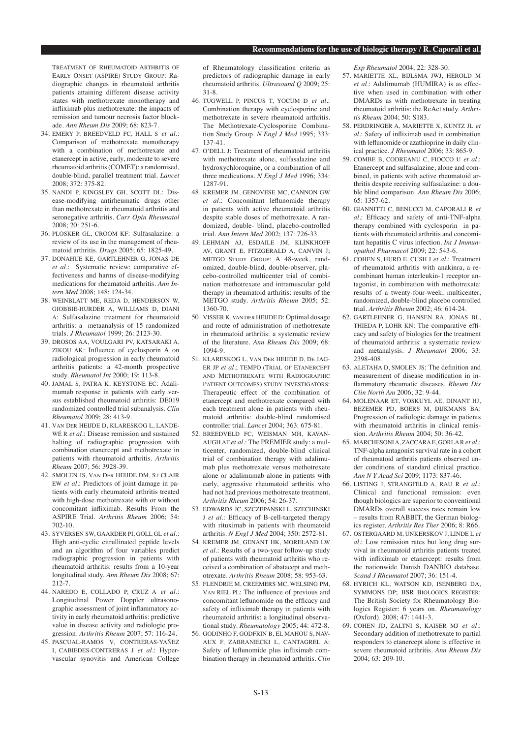Treatment of Rheumatoid Arthritis of Early Onset (ASPIRE) Study Group: Radiographic changes in rheumatoid arthritis patients attaining different disease activity states with methotrexate monotherapy and infliximab plus methotrexate: the impacts of remission and tumour necrosis factor blockade. *Ann Rheum Dis* 2009; 68: 823-7.

34. Emery P, Breedveld FC, Hall S *et al.*: Comparison of methotrexate monotherapy with a combination of methotrexate and etanercept in active, early, moderate to severe rheumatoid arthritis (COMET): a randomised, double-blind, parallel treatment trial. *Lancet* 2008; 372: 375-82.
35. Nandi P, Kingsley GH, Scott DL: Disease-modifying antirheumatic drugs other than methotrexate in rheumatoid arthritis and seronegative arthritis. *Curr Opin Rheumatol* 2008; 20: 251-6.
36. Plosker GL, Croom KF: Sulfasalazine: a review of its use in the management of rheumatoid arthritis. *Drugs* 2005; 65: 1825-49.
37. Donahue KE, Gartlehner G, Jonas DE *et al.*: Systematic review: comparative effectiveness and harms of disease-modifying medications for rheumatoid arthritis. *Ann Intern Med* 2008; 148: 124-34.
38. Weinblatt ME, Reda D, Henderson W, Giobbie-Hurder A, Williams D, Diani A: Sulfasalazine treatment for rheumatoid arthritis: a metaanalysis of 15 randomized trials. *J Rheumatol* 1999; 26: 2123-30.
39. Drosos AA, Voulgari PV, Katsaraki A, Zikou AK: Influence of cyclosporin A on radiological progression in early rheumatoid arthritis patients: a 42-month prospective study. *Rheumatol Int* 2000; 19: 113-8.
40. Jamal S, Patra K, Keystone EC: Adalimumab response in patients with early versus established rheumatoid arthritis: DE019 randomized controlled trial subanalysis. *Clin Rheumatol* 2009; 28: 413-9.
41. Van Der Heijde D, Klareskog L, Landewé R *et al.*: Disease remission and sustained halting of radiographic progression with combination etanercept and methotrexate in patients with rheumatoid arthritis. *Arthritis Rheum* 2007; 56: 3928-39.
42. Smolen JS, Van Der Heijde DM, St Clair EW *et al.*: Predictors of joint damage in patients with early rheumatoid arthritis treated with high-dose methotrexate with or without concomitant infliximab. Results From the ASPIRE Trial. *Arthritis Rheum* 2006; 54: 702-10.
43. Syversen SW, Gaarder PI, Goll GL *et al.*: High anti-cyclic citrullinated peptide levels and an algorithm of four variables predict radiographic progression in patients with rheumatoid arthritis: results from a 10-year longitudinal study. *Ann Rheum Dis* 2008; 67: 212-7.
44. Naredo E, Collado P, Cruz A *et al.*: Longitudinal Power Doppler ultrasonographic assessment of joint inflammatory activity in early rheumatoid arthritis: predictive value in disease activity and radiologic progression. *Arthritis Rheum* 2007; 57: 116-24.
45. Pascual-Ramos V, Contreras-Yañez I, Cabiedes-Contreras J *et al.*: Hypervascular synovitis and American College of Rheumatology classification criteria as predictors of radiographic damage in early rheumatoid arthritis. *Ultrasound Q* 2009; 25: 31-8.
46. Tugwell P, Pincus T, Yocum D *et al.*: Combination therapy with cyclosporine and methotrexate in severe rheumatoid arthritis. The Methotrexate-Cyclosporine Combination Study Group. *N Engl J Med* 1995; 333: 137-41.
47. O'Dell J: Treatment of rheumatoid arthritis with methotrexate alone, sulfasalazine and hydroxychloroquine, or a combination of all three medications. *N Engl J Med* 1996; 334: 1287-91.
48. Kremer JM, Genovese MC, Cannon GW *et al.*: Concomitant leflunomide therapy in patients with active rheumatoid arthritis despite stable doses of methotrexate. A randomized, double- blind, placebo-controlled trial. *Ann Intern Med* 2002; 137: 726-33.
49. Lehman AJ, Esdaile JM, Klinkhoff AV, Grant E, Fitzgerald A, Canvin J; METGO Study Group: A 48-week, randomized, double-blind, double-observer, placebo-controlled multicenter trial of combination methotrexate and intramuscular gold therapy in rheumatoid arthritis: results of the METGO study. *Arthritis Rheum* 2005; 52: 1360-70.
50. Visser K, van der Heijde D: Optimal dosage and route of administration of methotrexate in rheumatoid arthritis: a systematic review of the literature. *Ann Rheum Dis* 2009; 68: 1094-9.
51. Klareskog L, Van der Heijde D, De Jager JP *et al.*; TEMPO (Trial of Etanercept and Methotrexate with Radiographic Patient Outcomes) Study Investigators: Therapeutic effect of the combination of etanercept and methotrexate compared with each treatment alone in patients with rheumatoid arthritis: double-blind randomised controller trial. *Lancet* 2004; 363: 675-81.
52. Breedveld FC, Weisman MH, Kavanaugh AF *et al.*: The PREMIER study: a multicenter, randomized, double-blind clinical trial of combination therapy with adalimumab plus methotrexate versus methotrexate alone or adalimumab alone in patients with early, aggressive rheumatoid arthritis who had not had previous methotrexate treatment. *Arthritis Rheum* 2006; 54: 26-37.
53. Edwards JC, Szczepanski L, Szechinski J *et al.*: Efficacy of B-cell-targeted therapy with rituximab in patients with rheumatoid arthritis. *N Engl J Med* 2004; 350: 2572-81.
54. Kremer JM, Genant HK, Moreland LW *et al.*: Results of a two-year follow-up study of patients with rheumatoid arthritis who received a combination of abatacept and methotrexate. *Arthritis Rheum* 2008; 58: 953-63.
55. Flendrie M, Creemers MC, Welsing PM, van Riel PL: The influence of previous and concomitant leflunomide on the efficacy and safety of infliximab therapy in patients with rheumatoid arthritis: a longitudinal observational study. *Rheumatology* 2005; 44: 472-8.
56. Godinho F, Godfrin B, El Mahou S, Navaux F, Zabraniecki L, Cantagrel A: Safety of leflunomide plus infliximab combination therapy in rheumatoid arthritis. *Clin Exp Rheumatol* 2004; 22: 328-30.
57. Mariette XL, Bijlsma JWJ, Herold M *et al.*: Adalimumab (HUMIRA) is as effective when used in combination with other DMARDs as with methotrexate in treating rheumatoid arthritis: the ReAct study. *Arthritis Rheum* 2004; 50: S183.
58. Perdringer A, Mariette X, Kuntz JL *et al.*: Safety of infliximab used in combination with leflunomide or azathioprine in daily clinical practice. *J Rheumatol* 2006; 33: 865-9.
59. Combe B, Codreanu C, Fiocco U *et al.*: Etanercept and sulfasalazine, alone and combined, in patients with active rheumatoid arthritis despite receiving sulfasalazine: a double blind comparison. *Ann Rheum Dis* 2006; 65: 1357-62.
60. Giannitti C, Benucci M, Caporali R *et al.*: Efficacy and safety of anti-TNF-alpha therapy combined with cyclosporin in patients with rheumatoid arthritis and concomitant hepatitis C virus infection. *Int J Immunopathol Pharmacol* 2009; 22: 543-6.
61. Cohen S, Hurd E, Cush J *et al.*: Treatment of rheumatoid arthritis with anakinra, a recombinant human interleukin-1 receptor antagonist, in combination with methotrexate: results of a twenty-four-week, multicenter, randomized, double-blind placebo controlled trial. *Arthritis Rheum* 2002; 46: 614-24.
62. Gartlehner G, Hansen RA, Jonas BL, Thieda P, Lohr KN: The comparative efficacy and safety of biologics for the treatment of rheumatoid arthritis: a systematic review and metanalysis. *J Rheumatol* 2006; 33: 2398-408.
63. Aletaha D, Smolen JS: The definition and measurement of disease modification in inflammatory rheumatic diseases. *Rheum Dis Clin North Am* 2006; 32: 9-44.
64. Molenaar ET, Voskuyl AE, Dinant HJ, Bezemer PD, Boers M, Dijkmans BA: Progression of radiologic damage in patients with rheumatoid arthritis in clinical remission. *Arthritis Rheum* 2004; 50: 36-42.
65. Marchesoni A, Zaccara E, Gorla R *et al.*: TNF-alpha antagonist survival rate in a cohort of rheumatoid arthritis patients observed under conditions of standard clinical practice. *Ann N Y Acad Sci* 2009; 1173: 837-46.
66. Listing J, Strangfeld A, Rau R *et al.*: Clinical and functional remission: even though biologics are superior to conventional DMARDs overall success rates remain low – results from RABBIT, the German biologics register. *Arthritis Res Ther* 2006; 8: R66.
67. Ostergaard M, Unkerskov J, Linde L *et al.*: Low remission rates but long drug survival in rheumatoid arthritis patients treated with infliximab or etanercept: results from the nationwide Danish DANBIO database. *Scand J Rheumatol* 2007; 36: 151-4.
68. Hyrich KL, Watson KD, Isenberg DA, Symmons DP; BSR Biologics Register: The British Society for Rheumatology Biologics Register: 6 years on. *Rheumatology* (Oxford). 2008; 47: 1441-3.
69. Cohen JD, Zaltni S, Kaiser MJ *et al.*: Secondary addition of methotrexate to partial responders to etanercept alone is effective in severe rheumatoid arthritis. *Ann Rheum Dis* 2004; 63: 209-10.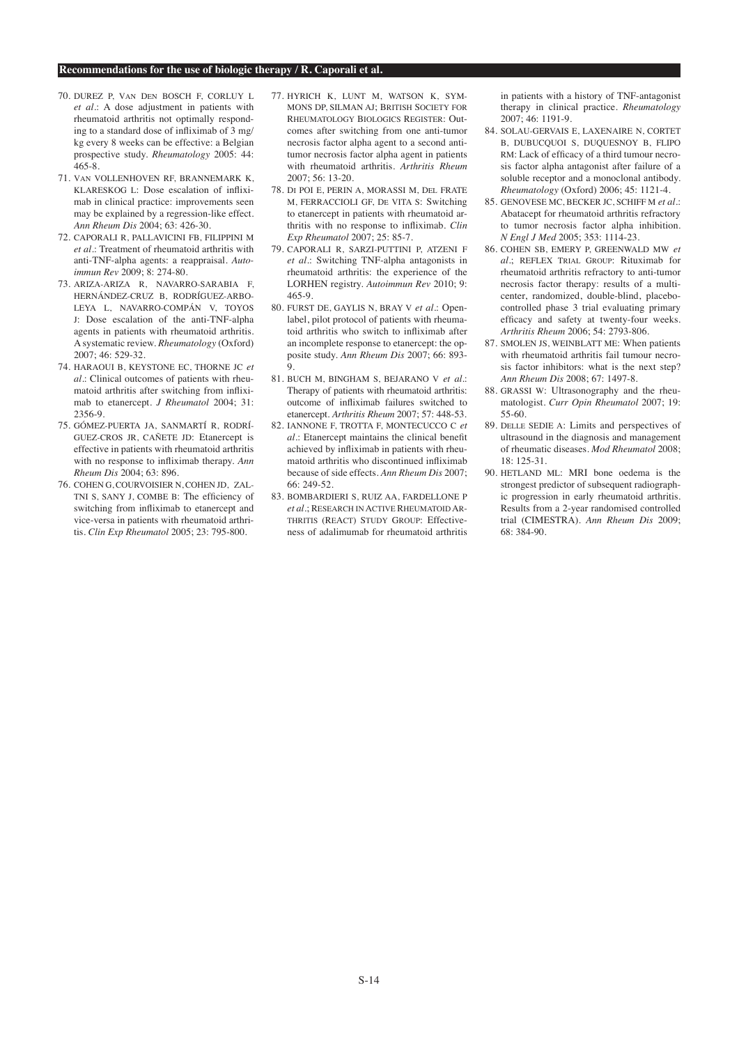70. DUREZ P, VAN DEN BOSCH F, CORLUY L *et al.*: A dose adjustment in patients with rheumatoid arthritis not optimally responding to a standard dose of infliximab of 3 mg/kg every 8 weeks can be effective: a Belgian prospective study. *Rheumatology* 2005: 44: 465-8.
71. VAN VOLLENHOVEN RF, BRANNEMARK K, KLARESKOG L: Dose escalation of infliximab in clinical practice: improvements seen may be explained by a regression-like effect. *Ann Rheum Dis* 2004; 63: 426-30.
72. CAPORALI R, PALLAVICINI FB, FILIPPINI M *et al.*: Treatment of rheumatoid arthritis with anti-TNF-alpha agents: a reappraisal. *Autoimmun Rev* 2009; 8: 274-80.
73. ARIZA-ARIZA R, NAVARRO-SARABIA F, HERNÁNDEZ-CRUZ B, RODRÍGUEZ-ARBOLEYA L, NAVARRO-COMPÁN V, TOYOS J: Dose escalation of the anti-TNF-alpha agents in patients with rheumatoid arthritis. A systematic review. *Rheumatology* (Oxford) 2007; 46: 529-32.
74. HARAOUI B, KEYSTONE EC, THORNE JC *et al.*: Clinical outcomes of patients with rheumatoid arthritis after switching from infliximab to etanercept. *J Rheumatol* 2004; 31: 2356-9.
75. GÓMEZ-PUERTA JA, SANMARTÍ R, RODRÍGUEZ-CROS JR, CAÑETE JD: Etanercept is effective in patients with rheumatoid arthritis with no response to infliximab therapy. *Ann Rheum Dis* 2004; 63: 896.
76. COHEN G, COURVOISIER N, COHEN JD, ZALTNI S, SANY J, COMBE B: The efficiency of switching from infliximab to etanercept and vice-versa in patients with rheumatoid arthritis. *Clin Exp Rheumatol* 2005; 23: 795-800.
77. HYRICH K, LUNT M, WATSON K, SYMMONS DP, SILMAN AJ; BRITISH SOCIETY FOR RHEUMATOLOGY BIOLOGICS REGISTER: Outcomes after switching from one anti-tumor necrosis factor alpha agent to a second anti-tumor necrosis factor alpha agent in patients with rheumatoid arthritis. *Arthritis Rheum* 2007; 56: 13-20.
78. DI POI E, PERIN A, MORASSI M, DEL FRATE M, FERRACCIOLI GF, DE VITA S: Switching to etanercept in patients with rheumatoid arthritis with no response to infliximab. *Clin Exp Rheumatol* 2007; 25: 85-7.
79. CAPORALI R, SARZI-PUTTINI P, ATZENI F *et al.*: Switching TNF-alpha antagonists in rheumatoid arthritis: the experience of the LORHEN registry. *Autoimmun Rev* 2010; 9: 465-9.
80. FURST DE, GAYLIS N, BRAY V *et al.*: Open-label, pilot protocol of patients with rheumatoid arthritis who switch to infliximab after an incomplete response to etanercept: the opposite study. *Ann Rheum Dis* 2007; 66: 893-9.
81. BUCH M, BINGHAM S, BEJARANO V *et al.*: Therapy of patients with rheumatoid arthritis: outcome of infliximab failures switched to etanercept. *Arthritis Rheum* 2007; 57: 448-53.
82. IANNONE F, TROTTA F, MONTECUCCO C *et al.*: Etanercept maintains the clinical benefit achieved by infliximab in patients with rheumatoid arthritis who discontinued infliximab because of side effects. *Ann Rheum Dis* 2007; 66: 249-52.
83. BOMBARDIERI S, RUIZ AA, FARDELLONE P *et al.*; RESEARCH IN ACTIVE RHEUMATOID ARTHRITIS (REACT) STUDY GROUP: Effectiveness of adalimumab for rheumatoid arthritis in patients with a history of TNF-antagonist therapy in clinical practice. *Rheumatology* 2007; 46: 1191-9.
84. SOLAU-GERVAIS E, LAXENAIRE N, CORTET B, DUBUCQUOI S, DUQUESNOY B, FLIPO RM: Lack of efficacy of a third tumour necrosis factor alpha antagonist after failure of a soluble receptor and a monoclonal antibody. *Rheumatology* (Oxford) 2006; 45: 1121-4.
85. GENOVESE MC, BECKER JC, SCHIFF M *et al.*: Abatacept for rheumatoid arthritis refractory to tumor necrosis factor alpha inhibition. *N Engl J Med* 2005; 353: 1114-23.
86. COHEN SB, EMERY P, GREENWALD MW *et al.*; REFLEX TRIAL GROUP: Rituximab for rheumatoid arthritis refractory to anti-tumor necrosis factor therapy: results of a multicenter, randomized, double-blind, placebo-controlled phase 3 trial evaluating primary efficacy and safety at twenty-four weeks. *Arthritis Rheum* 2006; 54: 2793-806.
87. SMOLEN JS, WEINBLATT ME: When patients with rheumatoid arthritis fail tumour necrosis factor inhibitors: what is the next step? *Ann Rheum Dis* 2008; 67: 1497-8.
88. GRASSI W: Ultrasonography and the rheumatologist. *Curr Opin Rheumatol* 2007; 19: 55-60.
89. DELLE SEDIE A: Limits and perspectives of ultrasound in the diagnosis and management of rheumatic diseases. *Mod Rheumatol* 2008; 18: 125-31.
90. HETLAND ML: MRI bone oedema is the strongest predictor of subsequent radiographic progression in early rheumatoid arthritis. Results from a 2-year randomised controlled trial (CIMESTRA). *Ann Rheum Dis* 2009; 68: 384-90.